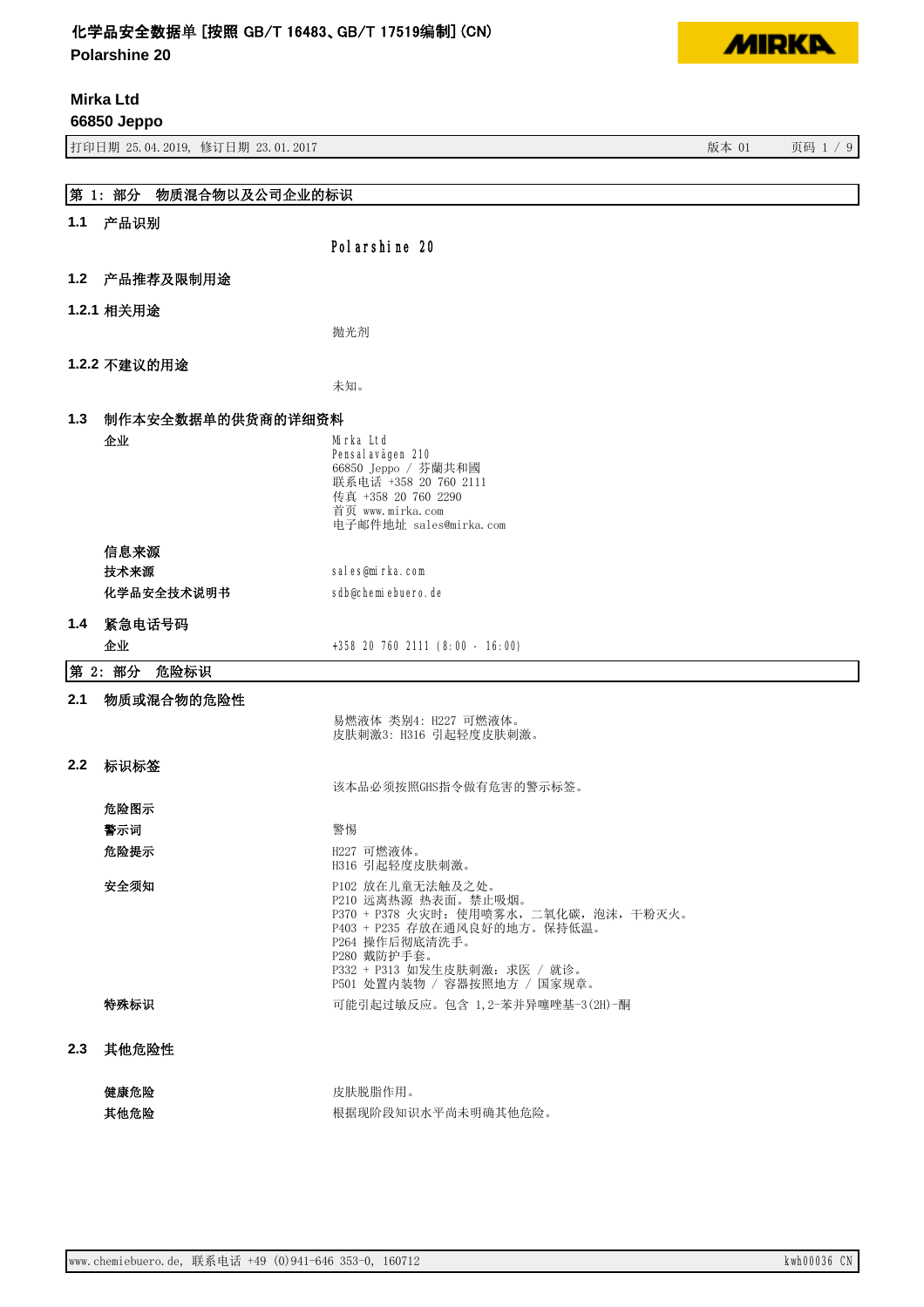# 化学品安全数据单 [按照 GB/T 16483、GB/T 17519编制] (CN)

**Polarshine 20**

**Mirka Ltd**
**66850 Jeppo**

打印日期 25.04.2019, 修订日期 23.01.2017 版本 01

## 第 1: 部分 物质混合物以及公司企业的标识

### 1.1 产品识别

Polarshine 20

### 1.2 产品推荐及限制用途

#### 1.2.1 相关用途

抛光剂

#### 1.2.2 不建议的用途

未知。

### 1.3 制作本安全数据单的供货商的详细资料

**企业**

Mirka Ltd
Pensalavägen 210
66850 Jeppo / 芬蘭共和國
联系电话 +358 20 760 2111
传真 +358 20 760 2290
首页 www.mirka.com
电子邮件地址 sales@mirka.com

**信息来源**

| | |
|---|---|
| **技术来源** | sales@mirka.com |
| **化学品安全技术说明书** | sdb@chemiebuero.de |

### 1.4 紧急电话号码

| | |
|---|---|
| **企业** | +358 20 760 2111 (8:00 - 16:00) |

## 第 2: 部分 危险标识

### 2.1 物质或混合物的危险性

易燃液体 类别4: H227 可燃液体。
皮肤刺激3: H316 引起轻度皮肤刺激。

### 2.2 标识标签

该本品必须按照GHS指令做有危害的警示标签。

**危险图示**

**警示词**

警惕

**危险提示**

H227 可燃液体。
H316 引起轻度皮肤刺激。

**安全须知**

P102 放在儿童无法触及之处。
P210 远离热源 热表面。禁止吸烟。
P370 + P378 火灾时: 使用喷雾水, 二氧化碳, 泡沫, 干粉灭火。
P403 + P235 存放在通风良好的地方。保持低温。
P264 操作后彻底清洗手。
P280 戴防护手套。
P332 + P313 如发生皮肤刺激: 求医 / 就诊。
P501 处置内装物 / 容器按照地方 / 国家规章。

**特殊标识**

可能引起过敏反应。包含 1,2-苯并异噻唑基-3(2H)-酮

### 2.3 其他危险性

| | |
|---|---|
| **健康危险** | 皮肤脱脂作用。 |
| **其他危险** | 根据现阶段知识水平尚未明确其他危险。 |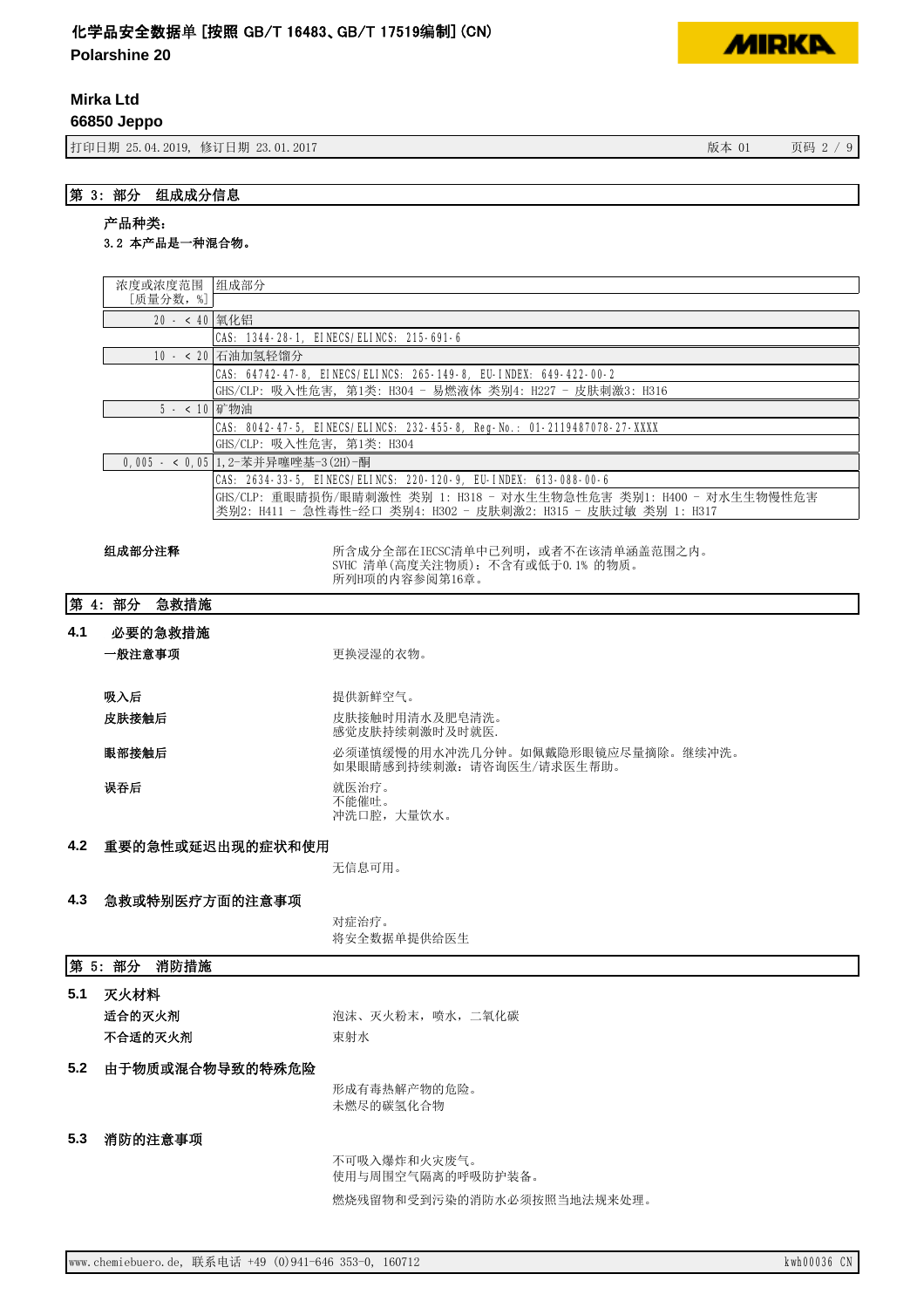## 第 3: 部分　组成成分信息

**产品种类:**

**3.2 本产品是一种混合物。**

| 浓度或浓度范围［质量分数，%］ | 组成部分 |
|---|---|
| 20 - < 40 | 氧化铝 |
| | CAS: 1344-28-1, EINECS/ELINCS: 215-691-6 |
| 10 - < 20 | 石油加氢轻馏分 |
| | CAS: 64742-47-8, EINECS/ELINCS: 265-149-8, EU-INDEX: 649-422-00-2 |
| | GHS/CLP: 吸入性危害, 第1类: H304 - 易燃液体 类别4: H227 - 皮肤刺激3: H316 |
| 5 - < 10 | 矿物油 |
| | CAS: 8042-47-5, EINECS/ELINCS: 232-455-8, Reg-No.: 01-2119487078-27-XXXX |
| | GHS/CLP: 吸入性危害, 第1类: H304 |
| 0,005 - < 0,05 | 1,2-苯并异噻唑基-3(2H)-酮 |
| | CAS: 2634-33-5, EINECS/ELINCS: 220-120-9, EU-INDEX: 613-088-00-6 |
| | GHS/CLP: 重眼睛损伤/眼睛刺激性 类别 1: H318 - 对水生生物急性危害 类别1: H400 - 对水生生物慢性危害 类别2: H411 - 急性毒性-经口 类别4: H302 - 皮肤刺激2: H315 - 皮肤过敏 类别 1: H317 |

**组成部分注释**

所含成分全部在IECSC清单中已列明，或者不在该清单涵盖范围之内。
SVHC 清单(高度关注物质): 不含有或低于0.1% 的物质。
所列H项的内容参阅第16章。

## 第 4: 部分　急救措施

### 4.1　必要的急救措施

**一般注意事项**

更换浸湿的衣物。

**吸入后**

提供新鲜空气。

**皮肤接触后**

皮肤接触时用清水及肥皂清洗。
感觉皮肤持续刺激时及时就医.

**眼部接触后**

必须谨慎缓慢的用水冲洗几分钟。如佩戴隐形眼镜应尽量摘除。继续冲洗。
如果眼睛感到持续刺激: 请咨询医生/请求医生帮助。

**误吞后**

就医治疗。
不能催吐。
冲洗口腔，大量饮水。

### 4.2　重要的急性或延迟出现的症状和使用

无信息可用。

### 4.3　急救或特别医疗方面的注意事项

对症治疗。
将安全数据单提供给医生

## 第 5: 部分　消防措施

### 5.1　灭火材料

**适合的灭火剂**

泡沫、灭火粉末，喷水，二氧化碳

**不合适的灭火剂**

束射水

### 5.2　由于物质或混合物导致的特殊危险

形成有毒热解产物的危险。
未燃尽的碳氢化合物

### 5.3　消防的注意事项

不可吸入爆炸和火灾废气。
使用与周围空气隔离的呼吸防护装备。

燃烧残留物和受到污染的消防水必须按照当地法规来处理。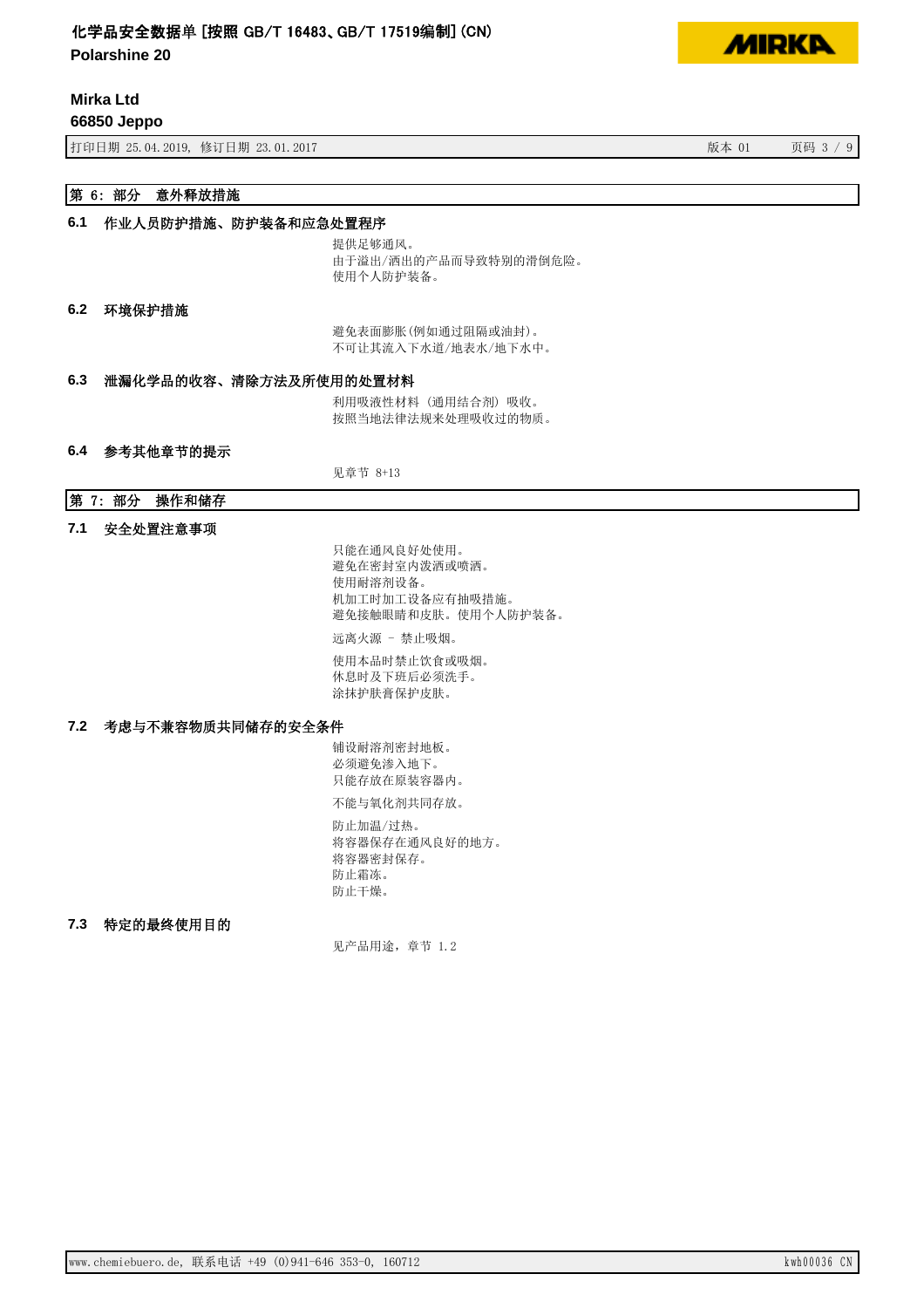## 第 6: 部分 意外释放措施

### 6.1 作业人员防护措施、防护装备和应急处置程序

提供足够通风。
由于溢出/洒出的产品而导致特别的滑倒危险。
使用个人防护装备。

### 6.2 环境保护措施

避免表面膨胀(例如通过阻隔或油封)。
不可让其流入下水道/地表水/地下水中。

### 6.3 泄漏化学品的收容、清除方法及所使用的处置材料

利用吸液性材料 (通用结合剂) 吸收。
按照当地法律法规来处理吸收过的物质。

### 6.4 参考其他章节的提示

见章节 8+13

## 第 7: 部分 操作和储存

### 7.1 安全处置注意事项

只能在通风良好处使用。
避免在密封室内泼洒或喷洒。
使用耐溶剂设备。
机加工时加工设备应有抽吸措施。
避免接触眼睛和皮肤。使用个人防护装备。

远离火源 - 禁止吸烟。

使用本品时禁止饮食或吸烟。
休息时及下班后必须洗手。
涂抹护肤膏保护皮肤。

### 7.2 考虑与不兼容物质共同储存的安全条件

铺设耐溶剂密封地板。
必须避免渗入地下。
只能存放在原装容器内。

不能与氧化剂共同存放。

防止加温/过热。
将容器保存在通风良好的地方。
将容器密封保存。
防止霜冻。
防止干燥。

### 7.3 特定的最终使用目的

见产品用途，章节 1.2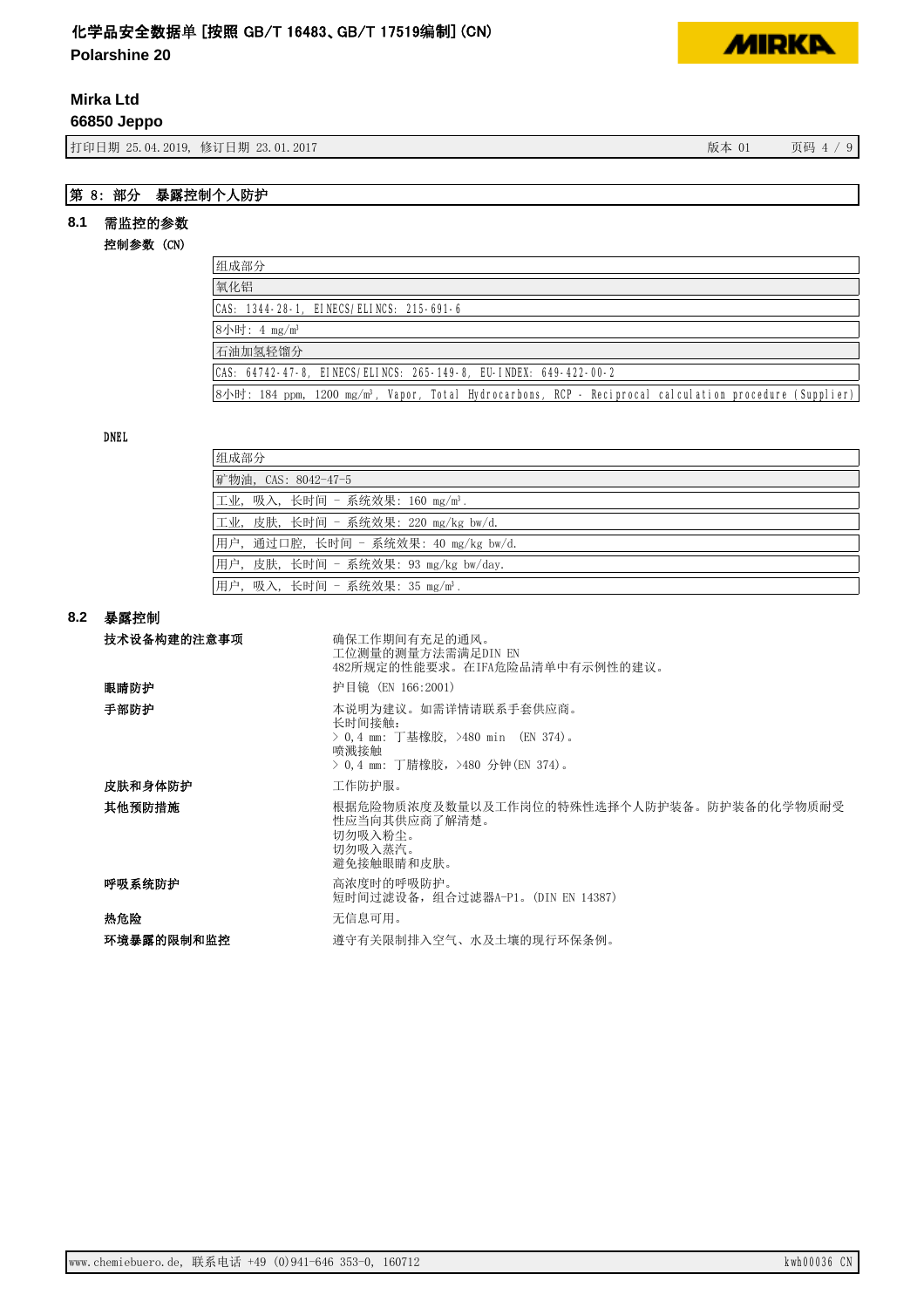## 第 8: 部分 暴露控制个人防护

### 8.1 需监控的参数

**控制参数 (CN)**

| 组成部分 |
|---|
| 氧化铝 |
| CAS: 1344-28-1, EINECS/ELINCS: 215-691-6 |
| 8小时: 4 mg/m³ |
| 石油加氢馏分 |
| CAS: 64742-47-8, EINECS/ELINCS: 265-149-8, EU-INDEX: 649-422-00-2 |
| 8小时: 184 ppm, 1200 mg/m³, Vapor, Total Hydrocarbons, RCP - Reciprocal calculation procedure (Supplier) |

**DNEL**

| 组成部分 |
|---|
| 矿物油, CAS: 8042-47-5 |
| 工业, 吸入, 长时间 - 系统效果: 160 mg/m³. |
| 工业, 皮肤, 长时间 - 系统效果: 220 mg/kg bw/d. |
| 用户, 通过口腔, 长时间 - 系统效果: 40 mg/kg bw/d. |
| 用户, 皮肤, 长时间 - 系统效果: 93 mg/kg bw/day. |
| 用户, 吸入, 长时间 - 系统效果: 35 mg/m³. |

### 8.2 暴露控制

**技术设备构建的注意事项**
确保工作期间有充足的通风。
工位测量的测量方法需满足DIN EN 482所规定的性能要求。在IFA危险品清单中有示例性的建议。

**眼睛防护**
护目镜 (EN 166:2001)

**手部防护**
本说明为建议。如需详情请联系手套供应商。
长时间接触:
> 0,4 mm: 丁基橡胶, >480 min (EN 374)。
喷溅接触
> 0,4 mm: 丁腈橡胶, >480 分钟(EN 374)。

**皮肤和身体防护**
工作防护服。

**其他预防措施**
根据危险物质浓度及数量以及工作岗位的特殊性选择个人防护装备。防护装备的化学物质耐受性应当向其供应商了解清楚。
切勿吸入粉尘。
切勿吸入蒸汽。
避免接触眼睛和皮肤。

**呼吸系统防护**
高浓度时的呼吸防护。
短时间过滤设备, 组合过滤器A-P1。(DIN EN 14387)

**热危险**
无信息可用。

**环境暴露的限制和监控**
遵守有关限制排入空气、水及土壤的现行环保条例。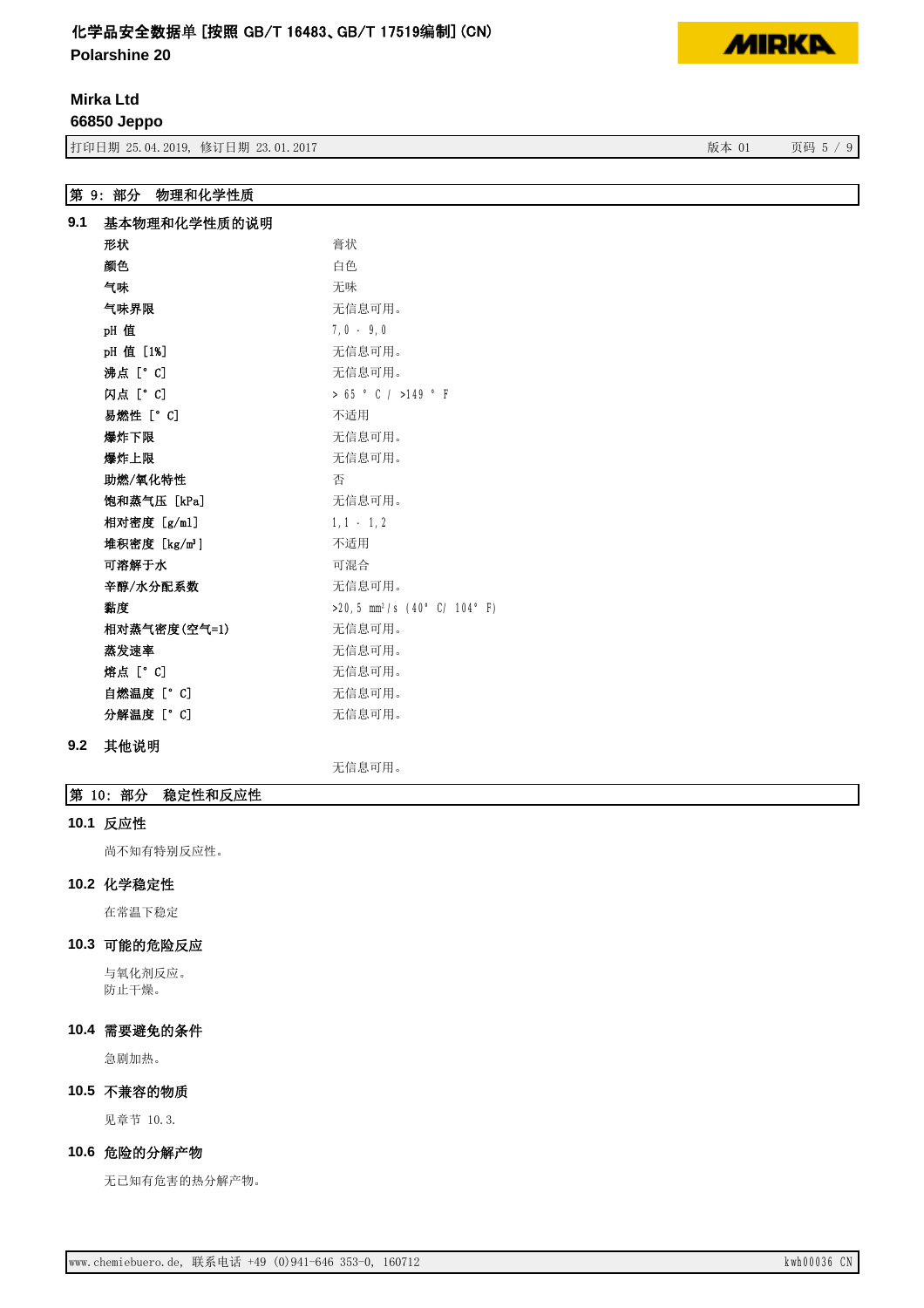## 第 9: 部分 物理和化学性质

### 9.1 基本物理和化学性质的说明

| | |
|---|---|
| 形状 | 膏状 |
| 颜色 | 白色 |
| 气味 | 无味 |
| 气味界限 | 无信息可用。 |
| pH 值 | 7,0 - 9,0 |
| pH 值 [1%] | 无信息可用。 |
| 沸点 [° C] | 无信息可用。 |
| 闪点 [° C] | > 65 ° C / >149 ° F |
| 易燃性 [° C] | 不适用 |
| 爆炸下限 | 无信息可用。 |
| 爆炸上限 | 无信息可用。 |
| 助燃/氧化特性 | 否 |
| 饱和蒸气压 [kPa] | 无信息可用。 |
| 相对密度 [g/ml] | 1,1 - 1,2 |
| 堆积密度 [kg/m³] | 不适用 |
| 可溶解于水 | 可混合 |
| 辛醇/水分配系数 | 无信息可用。 |
| 黏度 | >20,5 mm²/s (40° C/ 104° F) |
| 相对蒸气密度(空气=1) | 无信息可用。 |
| 蒸发速率 | 无信息可用。 |
| 熔点 [° C] | 无信息可用。 |
| 自燃温度 [° C] | 无信息可用。 |
| 分解温度 [° C] | 无信息可用。 |

### 9.2 其他说明

无信息可用。

## 第 10: 部分 稳定性和反应性

### 10.1 反应性

尚不知有特别反应性。

### 10.2 化学稳定性

在常温下稳定

### 10.3 可能的危险反应

与氧化剂反应。
防止干燥。

### 10.4 需要避免的条件

急剧加热。

### 10.5 不兼容的物质

见章节 10.3.

### 10.6 危险的分解产物

无已知有危害的热分解产物。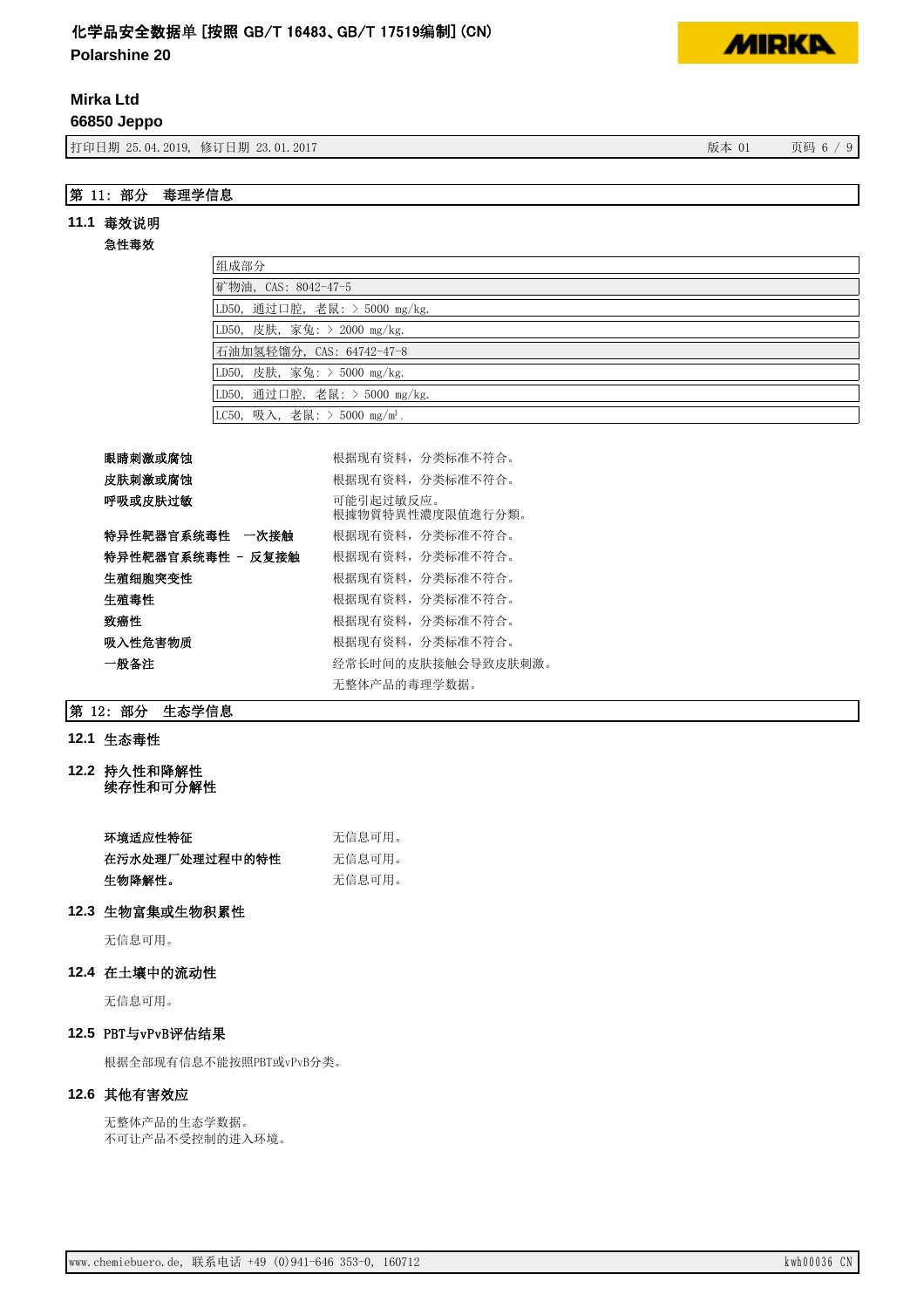## 第 11：部分　毒理学信息

### 11.1 毒效说明

**急性毒效**

| 组成部分 |
|---|
| 矿物油，CAS：8042-47-5 |
| LD50，通过口腔，老鼠：> 5000 mg/kg. |
| LD50，皮肤，家兔：> 2000 mg/kg. |
| 石油加氢轻馏分，CAS：64742-47-8 |
| LD50，皮肤，家兔：> 5000 mg/kg. |
| LD50，通过口腔，老鼠：> 5000 mg/kg. |
| LC50，吸入，老鼠：> 5000 mg/m³. |

| | |
|---|---|
| **眼睛刺激或腐蚀** | 根据现有资料，分类标准不符合。 |
| **皮肤刺激或腐蚀** | 根据现有资料，分类标准不符合。 |
| **呼吸或皮肤过敏** | 可能引起过敏反应。<br>根據物質特異性濃度限值進行分類。 |
| **特异性靶器官系统毒性　一次接触** | 根据现有资料，分类标准不符合。 |
| **特异性靶器官系统毒性 － 反复接触** | 根据现有资料，分类标准不符合。 |
| **生殖细胞突变性** | 根据现有资料，分类标准不符合。 |
| **生殖毒性** | 根据现有资料，分类标准不符合。 |
| **致癌性** | 根据现有资料，分类标准不符合。 |
| **吸入性危害物质** | 根据现有资料，分类标准不符合。 |
| **一般备注** | 经常长时间的皮肤接触会导致皮肤刺激。<br>无整体产品的毒理学数据。 |

## 第 12：部分　生态学信息

### 12.1 生态毒性

### 12.2 持久性和降解性
续存性和可分解性

| | |
|---|---|
| **环境适应性特征** | 无信息可用。 |
| **在污水处理厂处理过程中的特性** | 无信息可用。 |
| **生物降解性。** | 无信息可用。 |

### 12.3 生物富集或生物积累性

无信息可用。

### 12.4 在土壤中的流动性

无信息可用。

### 12.5 PBT与vPvB评估结果

根据全部现有信息不能按照PBT或vPvB分类。

### 12.6 其他有害效应

无整体产品的生态学数据。
不可让产品不受控制的进入环境。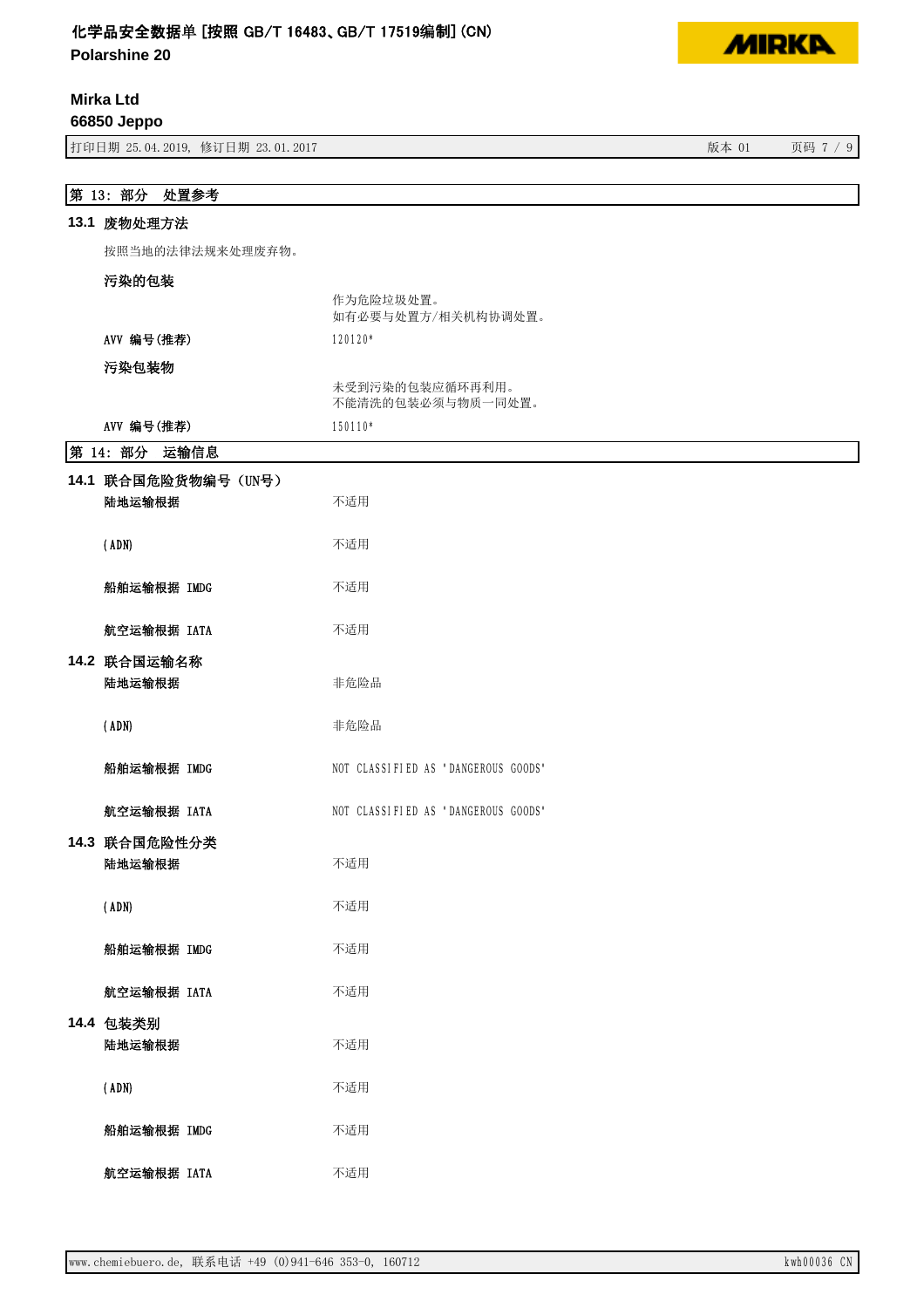## 第 13: 部分 处置参考

### 13.1 废物处理方法

按照当地的法律法规来处理废弃物。

**污染的包装**

作为危险垃圾处置。
如有必要与处置方/相关机构协调处置。

| | |
|---|---|
| AVV 编号(推荐) | 120120* |

**污染包装物**

未受到污染的包装应循环再利用。
不能清洗的包装必须与物质一同处置。

| | |
|---|---|
| AVV 编号(推荐) | 150110* |

## 第 14: 部分 运输信息

### 14.1 联合国危险货物编号（UN号）

| | |
|---|---|
| 陆地运输根据 | 不适用 |
| (ADN) | 不适用 |
| 船舶运输根据 IMDG | 不适用 |
| 航空运输根据 IATA | 不适用 |

### 14.2 联合国运输名称

| | |
|---|---|
| 陆地运输根据 | 非危险品 |
| (ADN) | 非危险品 |
| 船舶运输根据 IMDG | NOT CLASSIFIED AS 'DANGEROUS GOODS' |
| 航空运输根据 IATA | NOT CLASSIFIED AS 'DANGEROUS GOODS' |

### 14.3 联合国危险性分类

| | |
|---|---|
| 陆地运输根据 | 不适用 |
| (ADN) | 不适用 |
| 船舶运输根据 IMDG | 不适用 |
| 航空运输根据 IATA | 不适用 |

### 14.4 包装类别

| | |
|---|---|
| 陆地运输根据 | 不适用 |
| (ADN) | 不适用 |
| 船舶运输根据 IMDG | 不适用 |
| 航空运输根据 IATA | 不适用 |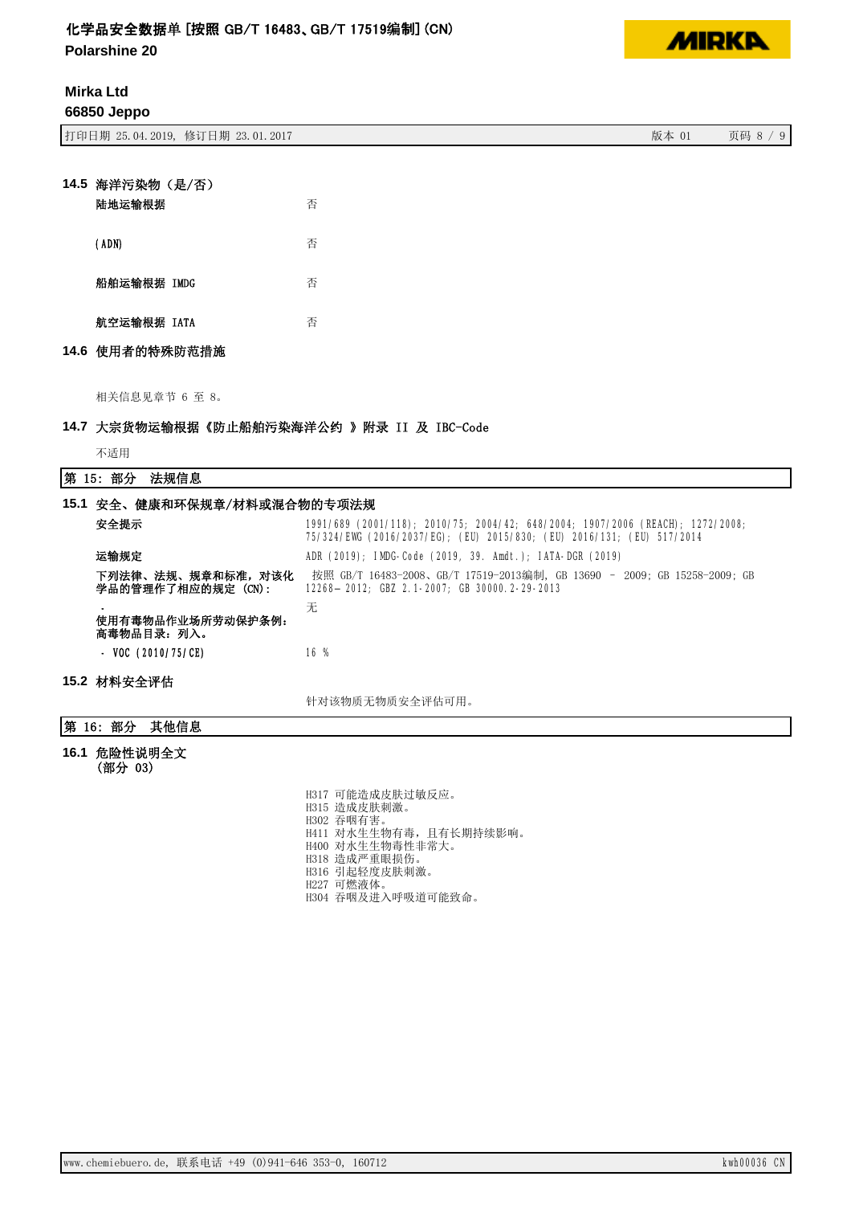### 14.5 海洋污染物（是/否）

| | |
|---|---|
| 陆地运输根据 | 否 |
| (ADN) | 否 |
| 船舶运输根据 IMDG | 否 |
| 航空运输根据 IATA | 否 |

### 14.6 使用者的特殊防范措施

相关信息见章节 6 至 8。

### 14.7 大宗货物运输根据《防止船舶污染海洋公约 》附录 II 及 IBC-Code

不适用

## 第 15: 部分 法规信息

### 15.1 安全、健康和环保规章/材料或混合物的专项法规

| | |
|---|---|
| 安全提示 | 1991/689 (2001/118); 2010/75; 2004/42; 648/2004; 1907/2006 (REACH); 1272/2008; 75/324/EWG (2016/2037/EG); (EU) 2015/830; (EU) 2016/131; (EU) 517/2014 |
| 运输规定 | ADR (2019); IMDG-Code (2019, 39. Amdt.); IATA-DGR (2019) |
| 下列法律、法规、规章和标准，对该化学品的管理作了相应的规定 (CN): | 按照 GB/T 16483-2008、GB/T 17519-2013编制, GB 13690 – 2009; GB 15258-2009; GB 12268– 2012; GBZ 2.1-2007; GB 30000.2-29-2013 |
| · 使用有毒物品作业场所劳动保护条例: 高毒物品目录: 列入。 | 无 |
| · VOC (2010/75/CE) | 16 % |

### 15.2 材料安全评估

针对该物质无物质安全评估可用。

## 第 16: 部分 其他信息

### 16.1 危险性说明全文 (部分 03)

H317 可能造成皮肤过敏反应。
H315 造成皮肤刺激。
H302 吞咽有害。
H411 对水生生物有毒，且有长期持续影响。
H400 对水生生物毒性非常大。
H318 造成严重眼损伤。
H316 引起轻度皮肤刺激。
H227 可燃液体。
H304 吞咽及进入呼吸道可能致命。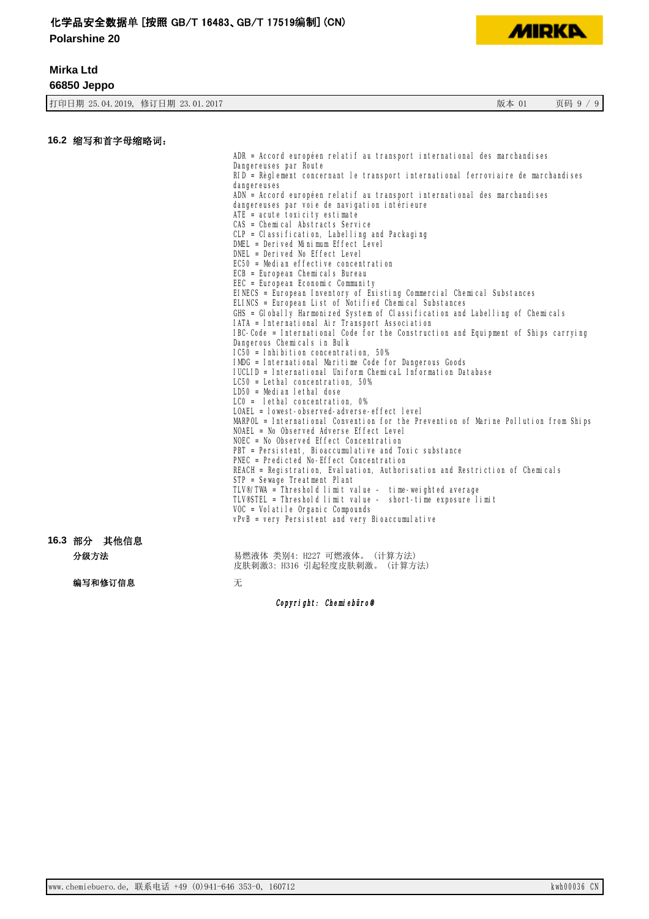## 16.2 缩写和首字母缩略词：

ADR = Accord européen relatif au transport international des marchandises Dangereuses par Route
RID = Règlement concernant le transport international ferroviaire de marchandises dangereuses
ADN = Accord européen relatif au transport international des marchandises dangereuses par voie de navigation intérieure
ATE = acute toxicity estimate
CAS = Chemical Abstracts Service
CLP = Classification, Labelling and Packaging
DMEL = Derived Minimum Effect Level
DNEL = Derived No Effect Level
EC50 = Median effective concentration
ECB = European Chemicals Bureau
EEC = European Economic Community
EINECS = European Inventory of Existing Commercial Chemical Substances
ELINCS = European List of Notified Chemical Substances
GHS = Globally Harmonized System of Classification and Labelling of Chemicals
IATA = International Air Transport Association
IBC-Code = International Code for the Construction and Equipment of Ships carrying Dangerous Chemicals in Bulk
IC50 = Inhibition concentration, 50%
IMDG = International Maritime Code for Dangerous Goods
IUCLID = International Uniform ChemicaL Information Database
LC50 = Lethal concentration, 50%
LD50 = Median lethal dose
LC0 = lethal concentration, 0%
LOAEL = lowest-observed-adverse-effect level
MARPOL = International Convention for the Prevention of Marine Pollution from Ships
NOAEL = No Observed Adverse Effect Level
NOEC = No Observed Effect Concentration
PBT = Persistent, Bioaccumulative and Toxic substance
PNEC = Predicted No-Effect Concentration
REACH = Registration, Evaluation, Authorisation and Restriction of Chemicals
STP = Sewage Treatment Plant
TLV®/TWA = Threshold limit value – time-weighted average
TLV®STEL = Threshold limit value – short-time exposure limit
VOC = Volatile Organic Compounds
vPvB = very Persistent and very Bioaccumulative

## 16.3 部分 其他信息

**分级方法**

易燃液体 类别4: H227 可燃液体。 (计算方法)
皮肤刺激3: H316 引起轻度皮肤刺激。 (计算方法)

**编写和修订信息**

无

***Copyright: Chemiebüro®***